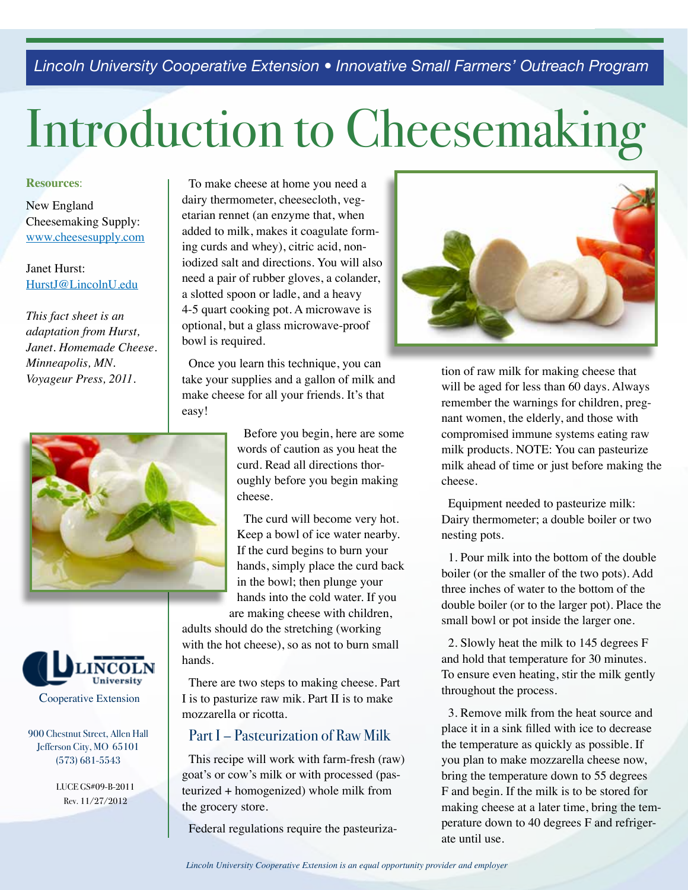Lincoln University Cooperative Extension • Innovative Small Farmers' Outreach Program

# Introduction to Cheesemaking

**Resources**:

New England Cheesemaking Supply: www.cheesesupply.com

Janet Hurst: HurstJ@LincolnU.edu

*This fact sheet is an adaptation from Hurst, Janet. Homemade Cheese. Minneapolis, MN. Voyageur Press, 2011.*

Lincoln University Cooperative Extension

900 Chestnut Street, Allen Hall
Jefferson City, MO 65101
(573) 681-5543

LUCE GS#09-B-2011
Rev. 11/27/2012

To make cheese at home you need a dairy thermometer, cheesecloth, vegetarian rennet (an enzyme that, when added to milk, makes it coagulate forming curds and whey), citric acid, non-iodized salt and directions. You will also need a pair of rubber gloves, a colander, a slotted spoon or ladle, and a heavy 4-5 quart cooking pot. A microwave is optional, but a glass microwave-proof bowl is required.

Once you learn this technique, you can take your supplies and a gallon of milk and make cheese for all your friends. It's that easy!

Before you begin, here are some words of caution as you heat the curd. Read all directions thoroughly before you begin making cheese.

The curd will become very hot. Keep a bowl of ice water nearby. If the curd begins to burn your hands, simply place the curd back in the bowl; then plunge your hands into the cold water. If you are making cheese with children, adults should do the stretching (working with the hot cheese), so as not to burn small hands.

There are two steps to making cheese. Part I is to pasturize raw mik. Part II is to make mozzarella or ricotta.

## Part I – Pasteurization of Raw Milk

This recipe will work with farm-fresh (raw) goat's or cow's milk or with processed (pasteurized + homogenized) whole milk from the grocery store.

Federal regulations require the pasteurization of raw milk for making cheese that will be aged for less than 60 days. Always remember the warnings for children, pregnant women, the elderly, and those with compromised immune systems eating raw milk products. NOTE: You can pasteurize milk ahead of time or just before making the cheese.

Equipment needed to pasteurize milk: Dairy thermometer; a double boiler or two nesting pots.

1. Pour milk into the bottom of the double boiler (or the smaller of the two pots). Add three inches of water to the bottom of the double boiler (or to the larger pot). Place the small bowl or pot inside the larger one.

2. Slowly heat the milk to 145 degrees F and hold that temperature for 30 minutes. To ensure even heating, stir the milk gently throughout the process.

3. Remove milk from the heat source and place it in a sink filled with ice to decrease the temperature as quickly as possible. If you plan to make mozzarella cheese now, bring the temperature down to 55 degrees F and begin. If the milk is to be stored for making cheese at a later time, bring the temperature down to 40 degrees F and refrigerate until use.

*Lincoln University Cooperative Extension is an equal opportunity provider and employer*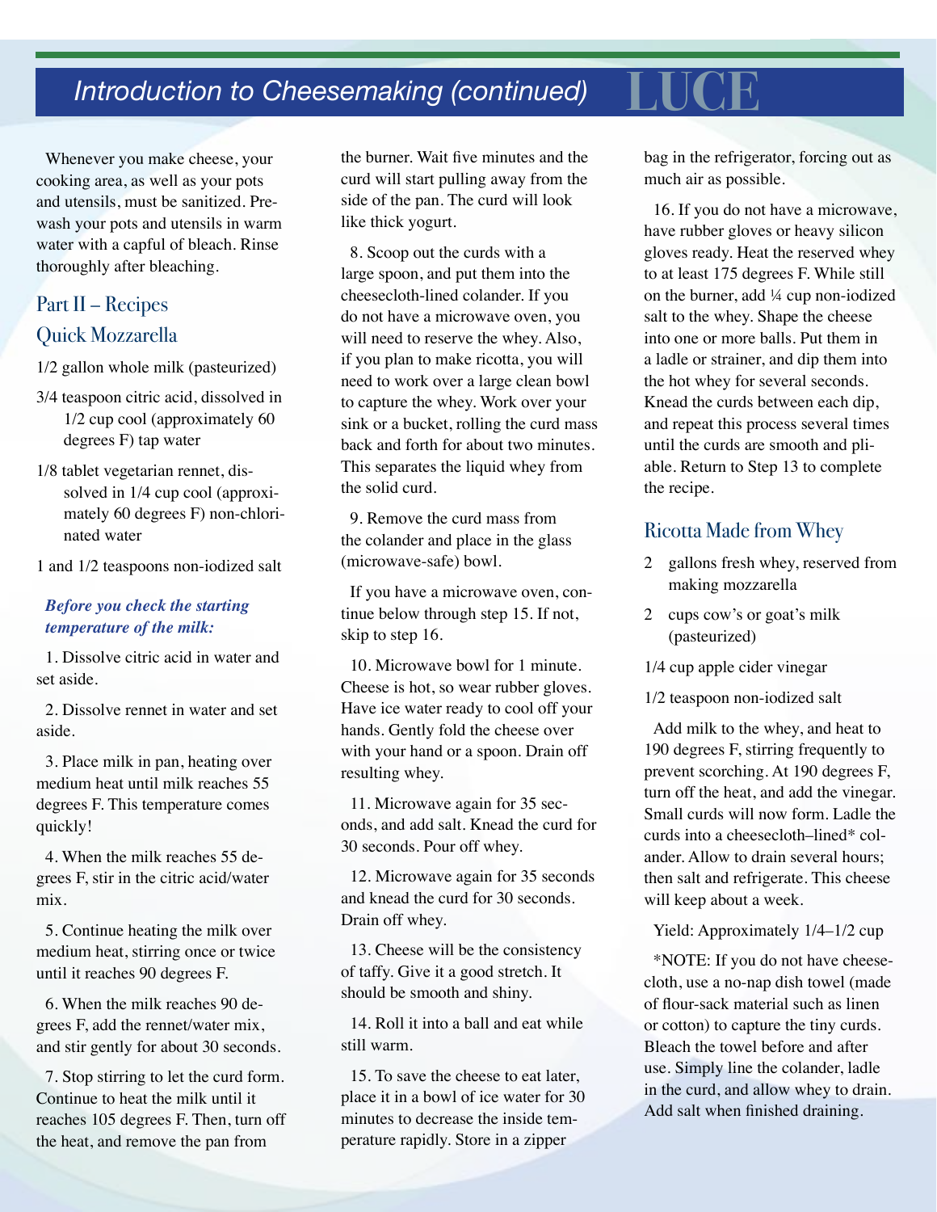# Introduction to Cheesemaking (continued)

Whenever you make cheese, your cooking area, as well as your pots and utensils, must be sanitized. Prewash your pots and utensils in warm water with a capful of bleach. Rinse thoroughly after bleaching.

## Part II – Recipes

### Quick Mozzarella

1/2 gallon whole milk (pasteurized)

3/4 teaspoon citric acid, dissolved in 1/2 cup cool (approximately 60 degrees F) tap water

1/8 tablet vegetarian rennet, dissolved in 1/4 cup cool (approximately 60 degrees F) non-chlorinated water

1 and 1/2 teaspoons non-iodized salt

***Before you check the starting temperature of the milk:***

1. Dissolve citric acid in water and set aside.

2. Dissolve rennet in water and set aside.

3. Place milk in pan, heating over medium heat until milk reaches 55 degrees F. This temperature comes quickly!

4. When the milk reaches 55 degrees F, stir in the citric acid/water mix.

5. Continue heating the milk over medium heat, stirring once or twice until it reaches 90 degrees F.

6. When the milk reaches 90 degrees F, add the rennet/water mix, and stir gently for about 30 seconds.

7. Stop stirring to let the curd form. Continue to heat the milk until it reaches 105 degrees F. Then, turn off the heat, and remove the pan from the burner. Wait five minutes and the curd will start pulling away from the side of the pan. The curd will look like thick yogurt.

8. Scoop out the curds with a large spoon, and put them into the cheesecloth-lined colander. If you do not have a microwave oven, you will need to reserve the whey. Also, if you plan to make ricotta, you will need to work over a large clean bowl to capture the whey. Work over your sink or a bucket, rolling the curd mass back and forth for about two minutes. This separates the liquid whey from the solid curd.

9. Remove the curd mass from the colander and place in the glass (microwave-safe) bowl.

If you have a microwave oven, continue below through step 15. If not, skip to step 16.

10. Microwave bowl for 1 minute. Cheese is hot, so wear rubber gloves. Have ice water ready to cool off your hands. Gently fold the cheese over with your hand or a spoon. Drain off resulting whey.

11. Microwave again for 35 seconds, and add salt. Knead the curd for 30 seconds. Pour off whey.

12. Microwave again for 35 seconds and knead the curd for 30 seconds. Drain off whey.

13. Cheese will be the consistency of taffy. Give it a good stretch. It should be smooth and shiny.

14. Roll it into a ball and eat while still warm.

15. To save the cheese to eat later, place it in a bowl of ice water for 30 minutes to decrease the inside temperature rapidly. Store in a zipper bag in the refrigerator, forcing out as much air as possible.

16. If you do not have a microwave, have rubber gloves or heavy silicon gloves ready. Heat the reserved whey to at least 175 degrees F. While still on the burner, add ¼ cup non-iodized salt to the whey. Shape the cheese into one or more balls. Put them in a ladle or strainer, and dip them into the hot whey for several seconds. Knead the curds between each dip, and repeat this process several times until the curds are smooth and pliable. Return to Step 13 to complete the recipe.

### Ricotta Made from Whey

2 gallons fresh whey, reserved from making mozzarella

2 cups cow's or goat's milk (pasteurized)

1/4 cup apple cider vinegar

1/2 teaspoon non-iodized salt

Add milk to the whey, and heat to 190 degrees F, stirring frequently to prevent scorching. At 190 degrees F, turn off the heat, and add the vinegar. Small curds will now form. Ladle the curds into a cheesecloth–lined* colander. Allow to drain several hours; then salt and refrigerate. This cheese will keep about a week.

Yield: Approximately 1/4–1/2 cup

*NOTE: If you do not have cheesecloth, use a no-nap dish towel (made of flour-sack material such as linen or cotton) to capture the tiny curds. Bleach the towel before and after use. Simply line the colander, ladle in the curd, and allow whey to drain. Add salt when finished draining.